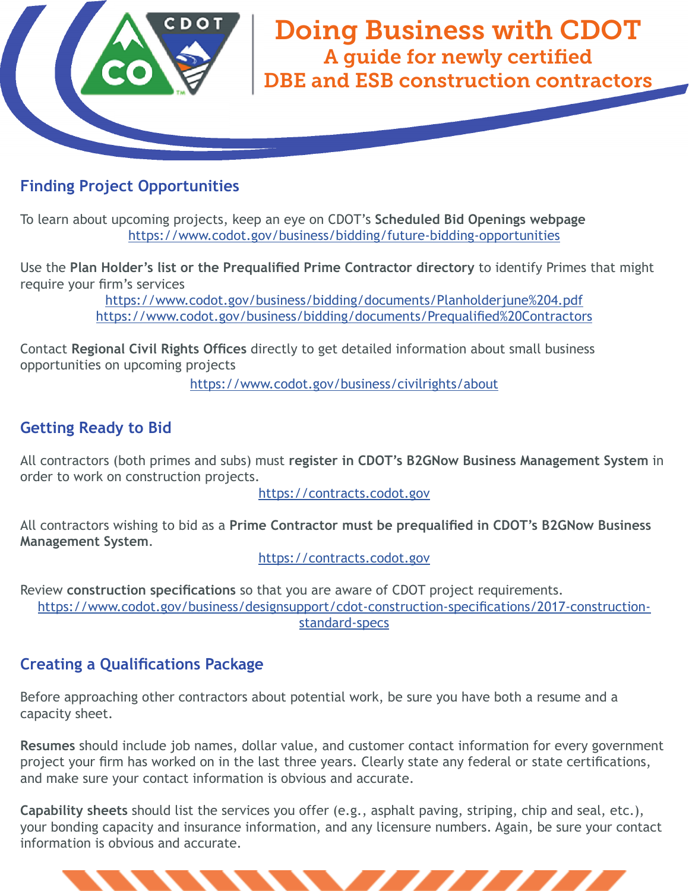# Doing Business with CDOT

## A guide for newly certified DBE and ESB construction contractors

## Finding Project Opportunities

To learn about upcoming projects, keep an eye on CDOT's **Scheduled Bid Openings webpage**
https://www.codot.gov/business/bidding/future-bidding-opportunities

Use the **Plan Holder's list or the Prequalified Prime Contractor directory** to identify Primes that might require your firm's services
https://www.codot.gov/business/bidding/documents/Planholderjune%204.pdf
https://www.codot.gov/business/bidding/documents/Prequalified%20Contractors

Contact **Regional Civil Rights Offices** directly to get detailed information about small business opportunities on upcoming projects
https://www.codot.gov/business/civilrights/about

## Getting Ready to Bid

All contractors (both primes and subs) must **register in CDOT's B2GNow Business Management System** in order to work on construction projects.
https://contracts.codot.gov

All contractors wishing to bid as a **Prime Contractor must be prequalified in CDOT's B2GNow Business Management System**.
https://contracts.codot.gov

Review **construction specifications** so that you are aware of CDOT project requirements.
https://www.codot.gov/business/designsupport/cdot-construction-specifications/2017-construction-standard-specs

## Creating a Qualifications Package

Before approaching other contractors about potential work, be sure you have both a resume and a capacity sheet.

**Resumes** should include job names, dollar value, and customer contact information for every government project your firm has worked on in the last three years. Clearly state any federal or state certifications, and make sure your contact information is obvious and accurate.

**Capability sheets** should list the services you offer (e.g., asphalt paving, striping, chip and seal, etc.), your bonding capacity and insurance information, and any licensure numbers. Again, be sure your contact information is obvious and accurate.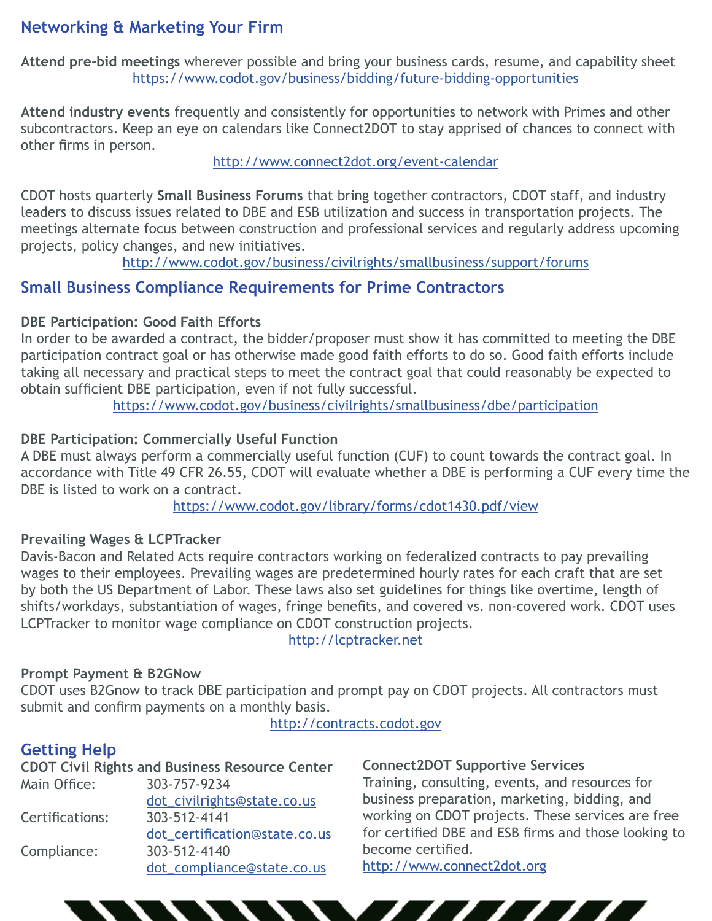## Networking & Marketing Your Firm

**Attend pre-bid meetings** wherever possible and bring your business cards, resume, and capability sheet
https://www.codot.gov/business/bidding/future-bidding-opportunities

**Attend industry events** frequently and consistently for opportunities to network with Primes and other subcontractors. Keep an eye on calendars like Connect2DOT to stay apprised of chances to connect with other firms in person.
http://www.connect2dot.org/event-calendar

CDOT hosts quarterly **Small Business Forums** that bring together contractors, CDOT staff, and industry leaders to discuss issues related to DBE and ESB utilization and success in transportation projects. The meetings alternate focus between construction and professional services and regularly address upcoming projects, policy changes, and new initiatives.
http://www.codot.gov/business/civilrights/smallbusiness/support/forums

## Small Business Compliance Requirements for Prime Contractors

**DBE Participation: Good Faith Efforts**
In order to be awarded a contract, the bidder/proposer must show it has committed to meeting the DBE participation contract goal or has otherwise made good faith efforts to do so. Good faith efforts include taking all necessary and practical steps to meet the contract goal that could reasonably be expected to obtain sufficient DBE participation, even if not fully successful.
https://www.codot.gov/business/civilrights/smallbusiness/dbe/participation

**DBE Participation: Commercially Useful Function**
A DBE must always perform a commercially useful function (CUF) to count towards the contract goal. In accordance with Title 49 CFR 26.55, CDOT will evaluate whether a DBE is performing a CUF every time the DBE is listed to work on a contract.
https://www.codot.gov/library/forms/cdot1430.pdf/view

**Prevailing Wages & LCPTracker**
Davis-Bacon and Related Acts require contractors working on federalized contracts to pay prevailing wages to their employees. Prevailing wages are predetermined hourly rates for each craft that are set by both the US Department of Labor. These laws also set guidelines for things like overtime, length of shifts/workdays, substantiation of wages, fringe benefits, and covered vs. non-covered work. CDOT uses LCPTracker to monitor wage compliance on CDOT construction projects.
http://lcptracker.net

**Prompt Payment & B2GNow**
CDOT uses B2Gnow to track DBE participation and prompt pay on CDOT projects. All contractors must submit and confirm payments on a monthly basis.
http://contracts.codot.gov

## Getting Help

**CDOT Civil Rights and Business Resource Center**

Main Office: 303-757-9234
dot_civilrights@state.co.us

Certifications: 303-512-4141
dot_certification@state.co.us

Compliance: 303-512-4140
dot_compliance@state.co.us

**Connect2DOT Supportive Services**
Training, consulting, events, and resources for business preparation, marketing, bidding, and working on CDOT projects. These services are free for certified DBE and ESB firms and those looking to become certified.
http://www.connect2dot.org